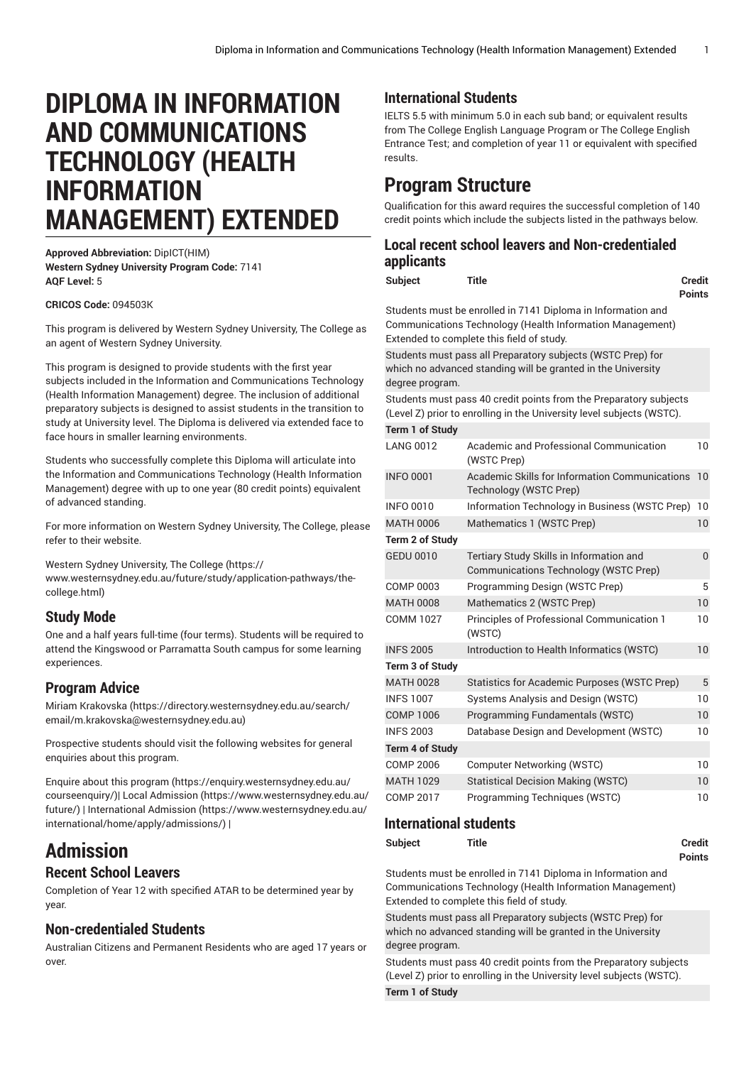# DIPLOMA IN INFORMATION AND COMMUNICATIONS TECHNOLOGY (HEALTH INFORMATION MANAGEMENT) EXTENDED

**Approved Abbreviation:** DipICT(HIM)
**Western Sydney University Program Code:** 7141
**AQF Level:** 5

**CRICOS Code:** 094503K

This program is delivered by Western Sydney University, The College as an agent of Western Sydney University.

This program is designed to provide students with the first year subjects included in the Information and Communications Technology (Health Information Management) degree. The inclusion of additional preparatory subjects is designed to assist students in the transition to study at University level. The Diploma is delivered via extended face to face hours in smaller learning environments.

Students who successfully complete this Diploma will articulate into the Information and Communications Technology (Health Information Management) degree with up to one year (80 credit points) equivalent of advanced standing.

For more information on Western Sydney University, The College, please refer to their website.

Western Sydney University, The College (https://www.westernsydney.edu.au/future/study/application-pathways/the-college.html)

## Study Mode

One and a half years full-time (four terms). Students will be required to attend the Kingswood or Parramatta South campus for some learning experiences.

## Program Advice

Miriam Krakovska (https://directory.westernsydney.edu.au/search/email/m.krakovska@westernsydney.edu.au)

Prospective students should visit the following websites for general enquiries about this program.

Enquire about this program (https://enquiry.westernsydney.edu.au/courseenquiry/)| Local Admission (https://www.westernsydney.edu.au/future/) | International Admission (https://www.westernsydney.edu.au/international/home/apply/admissions/) |

# Admission

## Recent School Leavers

Completion of Year 12 with specified ATAR to be determined year by year.

## Non-credentialed Students

Australian Citizens and Permanent Residents who are aged 17 years or over.

## International Students

IELTS 5.5 with minimum 5.0 in each sub band; or equivalent results from The College English Language Program or The College English Entrance Test; and completion of year 11 or equivalent with specified results.

# Program Structure

Qualification for this award requires the successful completion of 140 credit points which include the subjects listed in the pathways below.

## Local recent school leavers and Non-credentialed applicants

| Subject | Title | Credit Points |
|---|---|---|
| Students must be enrolled in 7141 Diploma in Information and Communications Technology (Health Information Management) Extended to complete this field of study. | | |
| Students must pass all Preparatory subjects (WSTC Prep) for which no advanced standing will be granted in the University degree program. | | |
| Students must pass 40 credit points from the Preparatory subjects (Level Z) prior to enrolling in the University level subjects (WSTC). | | |
| **Term 1 of Study** | | |
| LANG 0012 | Academic and Professional Communication (WSTC Prep) | 10 |
| INFO 0001 | Academic Skills for Information Communications Technology (WSTC Prep) | 10 |
| INFO 0010 | Information Technology in Business (WSTC Prep) | 10 |
| MATH 0006 | Mathematics 1 (WSTC Prep) | 10 |
| **Term 2 of Study** | | |
| GEDU 0010 | Tertiary Study Skills in Information and Communications Technology (WSTC Prep) | 0 |
| COMP 0003 | Programming Design (WSTC Prep) | 5 |
| MATH 0008 | Mathematics 2 (WSTC Prep) | 10 |
| COMM 1027 | Principles of Professional Communication 1 (WSTC) | 10 |
| INFS 2005 | Introduction to Health Informatics (WSTC) | 10 |
| **Term 3 of Study** | | |
| MATH 0028 | Statistics for Academic Purposes (WSTC Prep) | 5 |
| INFS 1007 | Systems Analysis and Design (WSTC) | 10 |
| COMP 1006 | Programming Fundamentals (WSTC) | 10 |
| INFS 2003 | Database Design and Development (WSTC) | 10 |
| **Term 4 of Study** | | |
| COMP 2006 | Computer Networking (WSTC) | 10 |
| MATH 1029 | Statistical Decision Making (WSTC) | 10 |
| COMP 2017 | Programming Techniques (WSTC) | 10 |

## International students

| Subject | Title | Credit Points |
|---|---|---|
| Students must be enrolled in 7141 Diploma in Information and Communications Technology (Health Information Management) Extended to complete this field of study. | | |
| Students must pass all Preparatory subjects (WSTC Prep) for which no advanced standing will be granted in the University degree program. | | |
| Students must pass 40 credit points from the Preparatory subjects (Level Z) prior to enrolling in the University level subjects (WSTC). | | |
| **Term 1 of Study** | | |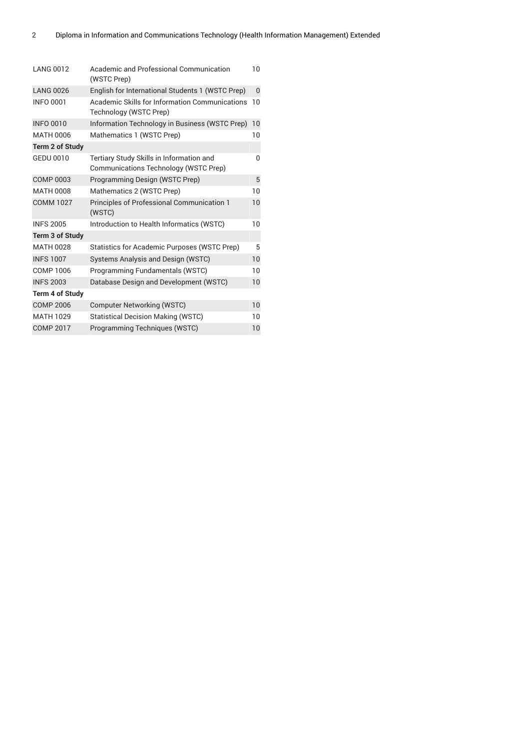| | | |
|---|---|---|
| LANG 0012 | Academic and Professional Communication (WSTC Prep) | 10 |
| LANG 0026 | English for International Students 1 (WSTC Prep) | 0 |
| INFO 0001 | Academic Skills for Information Communications Technology (WSTC Prep) | 10 |
| INFO 0010 | Information Technology in Business (WSTC Prep) | 10 |
| MATH 0006 | Mathematics 1 (WSTC Prep) | 10 |
| **Term 2 of Study** | | |
| GEDU 0010 | Tertiary Study Skills in Information and Communications Technology (WSTC Prep) | 0 |
| COMP 0003 | Programming Design (WSTC Prep) | 5 |
| MATH 0008 | Mathematics 2 (WSTC Prep) | 10 |
| COMM 1027 | Principles of Professional Communication 1 (WSTC) | 10 |
| INFS 2005 | Introduction to Health Informatics (WSTC) | 10 |
| **Term 3 of Study** | | |
| MATH 0028 | Statistics for Academic Purposes (WSTC Prep) | 5 |
| INFS 1007 | Systems Analysis and Design (WSTC) | 10 |
| COMP 1006 | Programming Fundamentals (WSTC) | 10 |
| INFS 2003 | Database Design and Development (WSTC) | 10 |
| **Term 4 of Study** | | |
| COMP 2006 | Computer Networking (WSTC) | 10 |
| MATH 1029 | Statistical Decision Making (WSTC) | 10 |
| COMP 2017 | Programming Techniques (WSTC) | 10 |